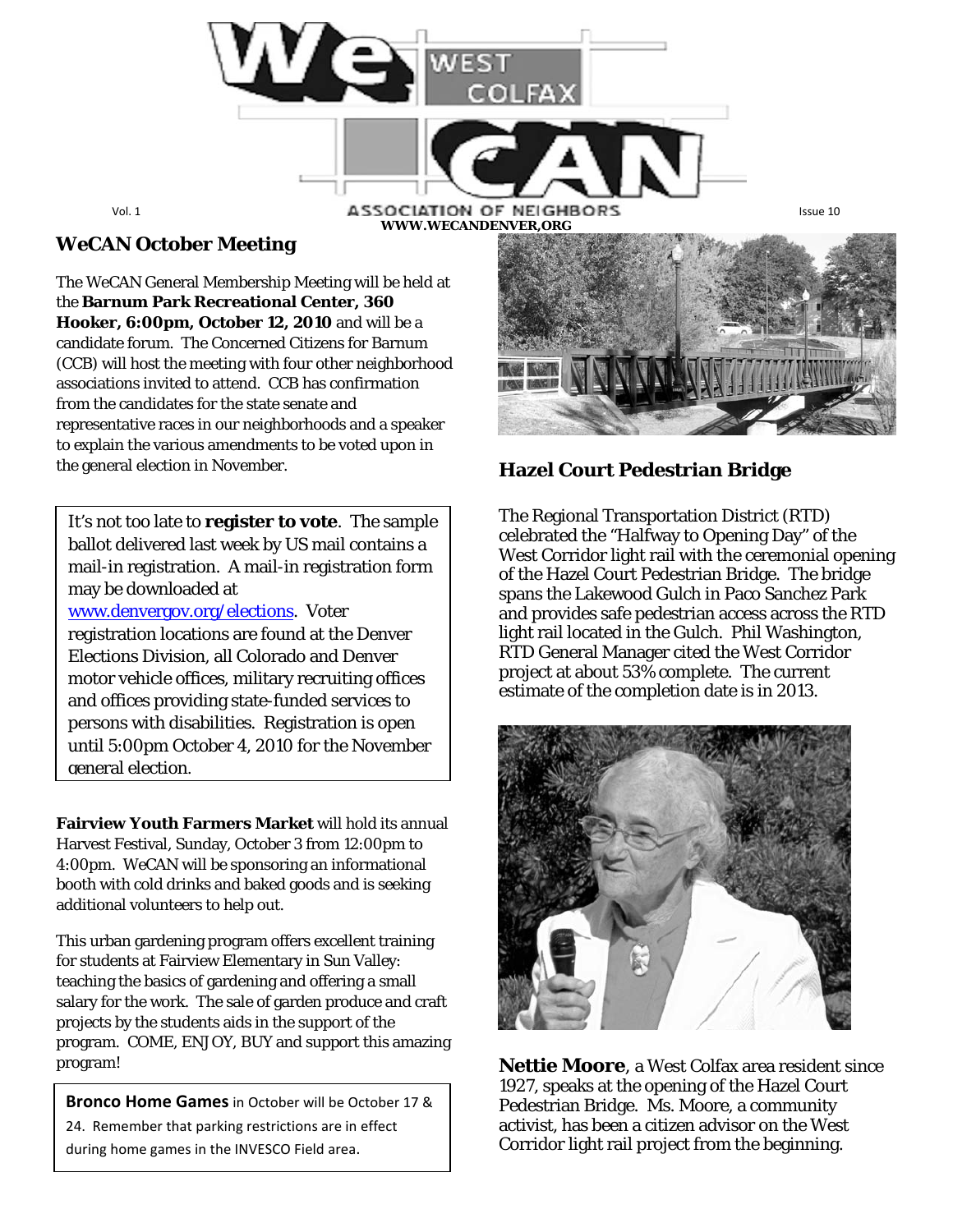# WeCAN West Colfax Association of Neighbors

**WWW.WECANDENVER,ORG**

## WeCAN October Meeting

The WeCAN General Membership Meeting will be held at the **Barnum Park Recreational Center, 360 Hooker, 6:00pm, October 12, 2010** and will be a candidate forum. The Concerned Citizens for Barnum (CCB) will host the meeting with four other neighborhood associations invited to attend. CCB has confirmation from the candidates for the state senate and representative races in our neighborhoods and a speaker to explain the various amendments to be voted upon in the general election in November.

It's not too late to **register to vote**. The sample ballot delivered last week by US mail contains a mail-in registration. A mail-in registration form may be downloaded at www.denvergov.org/elections. Voter registration locations are found at the Denver Elections Division, all Colorado and Denver motor vehicle offices, military recruiting offices and offices providing state-funded services to persons with disabilities. Registration is open until 5:00pm October 4, 2010 for the November general election.

**Fairview Youth Farmers Market** will hold its annual Harvest Festival, Sunday, October 3 from 12:00pm to 4:00pm. WeCAN will be sponsoring an informational booth with cold drinks and baked goods and is seeking additional volunteers to help out.

This urban gardening program offers excellent training for students at Fairview Elementary in Sun Valley: teaching the basics of gardening and offering a small salary for the work. The sale of garden produce and craft projects by the students aids in the support of the program. COME, ENJOY, BUY and support this amazing program!

**Bronco Home Games** in October will be October 17 & 24. Remember that parking restrictions are in effect during home games in the INVESCO Field area.

## Hazel Court Pedestrian Bridge

The Regional Transportation District (RTD) celebrated the "Halfway to Opening Day" of the West Corridor light rail with the ceremonial opening of the Hazel Court Pedestrian Bridge. The bridge spans the Lakewood Gulch in Paco Sanchez Park and provides safe pedestrian access across the RTD light rail located in the Gulch. Phil Washington, RTD General Manager cited the West Corridor project at about 53% complete. The current estimate of the completion date is in 2013.

**Nettie Moore**, a West Colfax area resident since 1927, speaks at the opening of the Hazel Court Pedestrian Bridge. Ms. Moore, a community activist, has been a citizen advisor on the West Corridor light rail project from the beginning.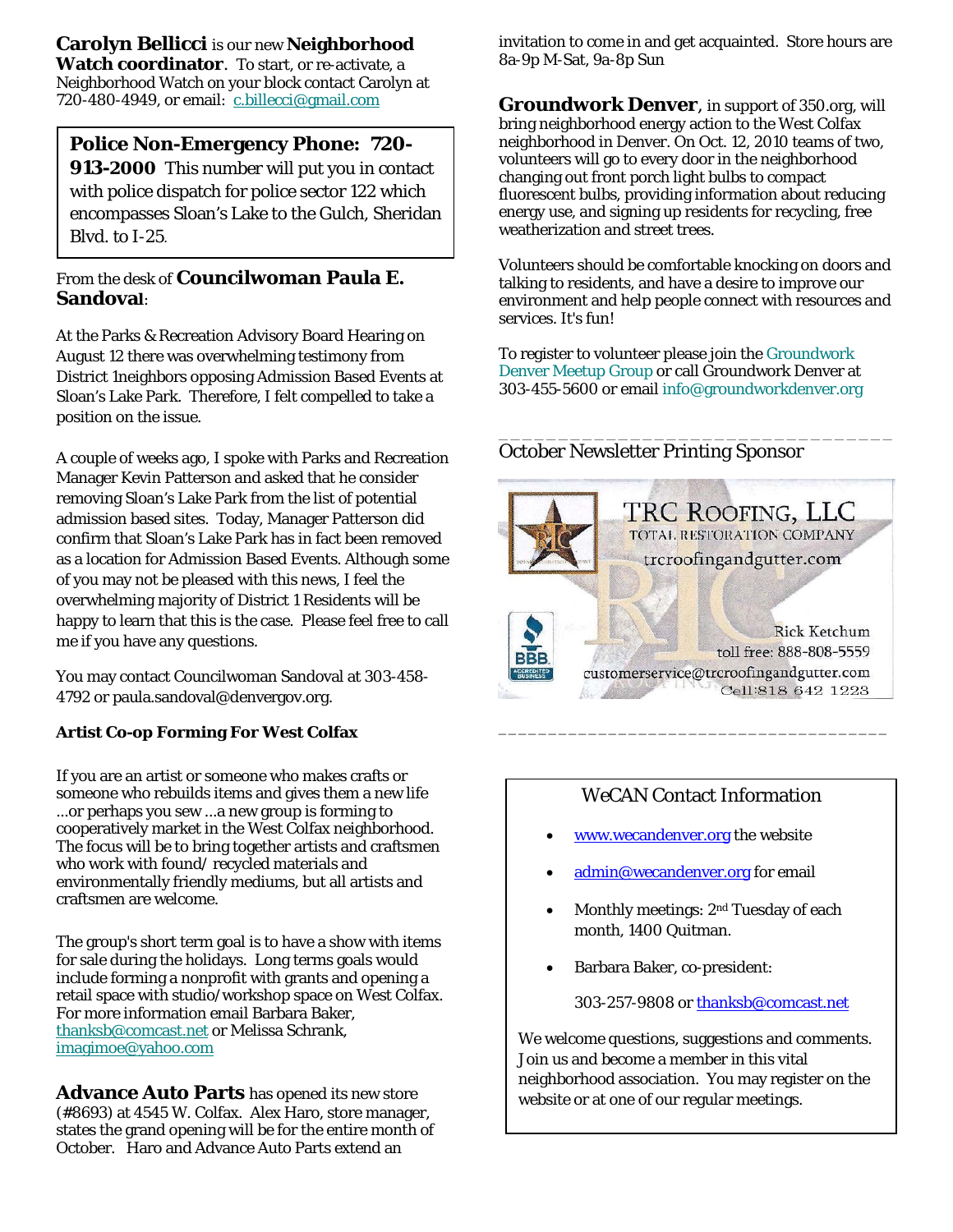**Carolyn Bellicci** is our new **Neighborhood Watch coordinator**. To start, or re-activate, a Neighborhood Watch on your block contact Carolyn at 720-480-4949, or email: c.billecci@gmail.com

**Police Non-Emergency Phone: 720-913-2000** This number will put you in contact with police dispatch for police sector 122 which encompasses Sloan's Lake to the Gulch, Sheridan Blvd. to I-25.

From the desk of **Councilwoman Paula E. Sandoval**:

At the Parks & Recreation Advisory Board Hearing on August 12 there was overwhelming testimony from District 1neighbors opposing Admission Based Events at Sloan's Lake Park. Therefore, I felt compelled to take a position on the issue.

A couple of weeks ago, I spoke with Parks and Recreation Manager Kevin Patterson and asked that he consider removing Sloan's Lake Park from the list of potential admission based sites. Today, Manager Patterson did confirm that Sloan's Lake Park has in fact been removed as a location for Admission Based Events. Although some of you may not be pleased with this news, I feel the overwhelming majority of District 1 Residents will be happy to learn that this is the case. Please feel free to call me if you have any questions.

You may contact Councilwoman Sandoval at 303-458-4792 or paula.sandoval@denvergov.org.

**Artist Co-op Forming For West Colfax**

If you are an artist or someone who makes crafts or someone who rebuilds items and gives them a new life ...or perhaps you sew ...a new group is forming to cooperatively market in the West Colfax neighborhood. The focus will be to bring together artists and craftsmen who work with found/ recycled materials and environmentally friendly mediums, but all artists and craftsmen are welcome.

The group's short term goal is to have a show with items for sale during the holidays. Long terms goals would include forming a nonprofit with grants and opening a retail space with studio/workshop space on West Colfax. For more information email Barbara Baker, thanksb@comcast.net or Melissa Schrank, imagimoe@yahoo.com

**Advance Auto Parts** has opened its new store (#8693) at 4545 W. Colfax. Alex Haro, store manager, states the grand opening will be for the entire month of October. Haro and Advance Auto Parts extend an invitation to come in and get acquainted. Store hours are 8a-9p M-Sat, 9a-8p Sun

**Groundwork Denver**, in support of 350.org, will bring neighborhood energy action to the West Colfax neighborhood in Denver. On Oct. 12, 2010 teams of two, volunteers will go to every door in the neighborhood changing out front porch light bulbs to compact fluorescent bulbs, providing information about reducing energy use, and signing up residents for recycling, free weatherization and street trees.

Volunteers should be comfortable knocking on doors and talking to residents, and have a desire to improve our environment and help people connect with resources and services. It's fun!

To register to volunteer please join the Groundwork Denver Meetup Group or call Groundwork Denver at 303-455-5600 or email info@groundworkdenver.org

---

October Newsletter Printing Sponsor

TRC ROOFING, LLC
TOTAL RESTORATION COMPANY
trcroofingandgutter.com
Rick Ketchum
toll free: 888-808-5559
customerservice@trcroofingandgutter.com
Cell:818 642 1223

---

WeCAN Contact Information

- www.wecandenver.org the website
- admin@wecandenver.org for email
- Monthly meetings: 2nd Tuesday of each month, 1400 Quitman.
- Barbara Baker, co-president:

  303-257-9808 or thanksb@comcast.net

We welcome questions, suggestions and comments. Join us and become a member in this vital neighborhood association. You may register on the website or at one of our regular meetings.